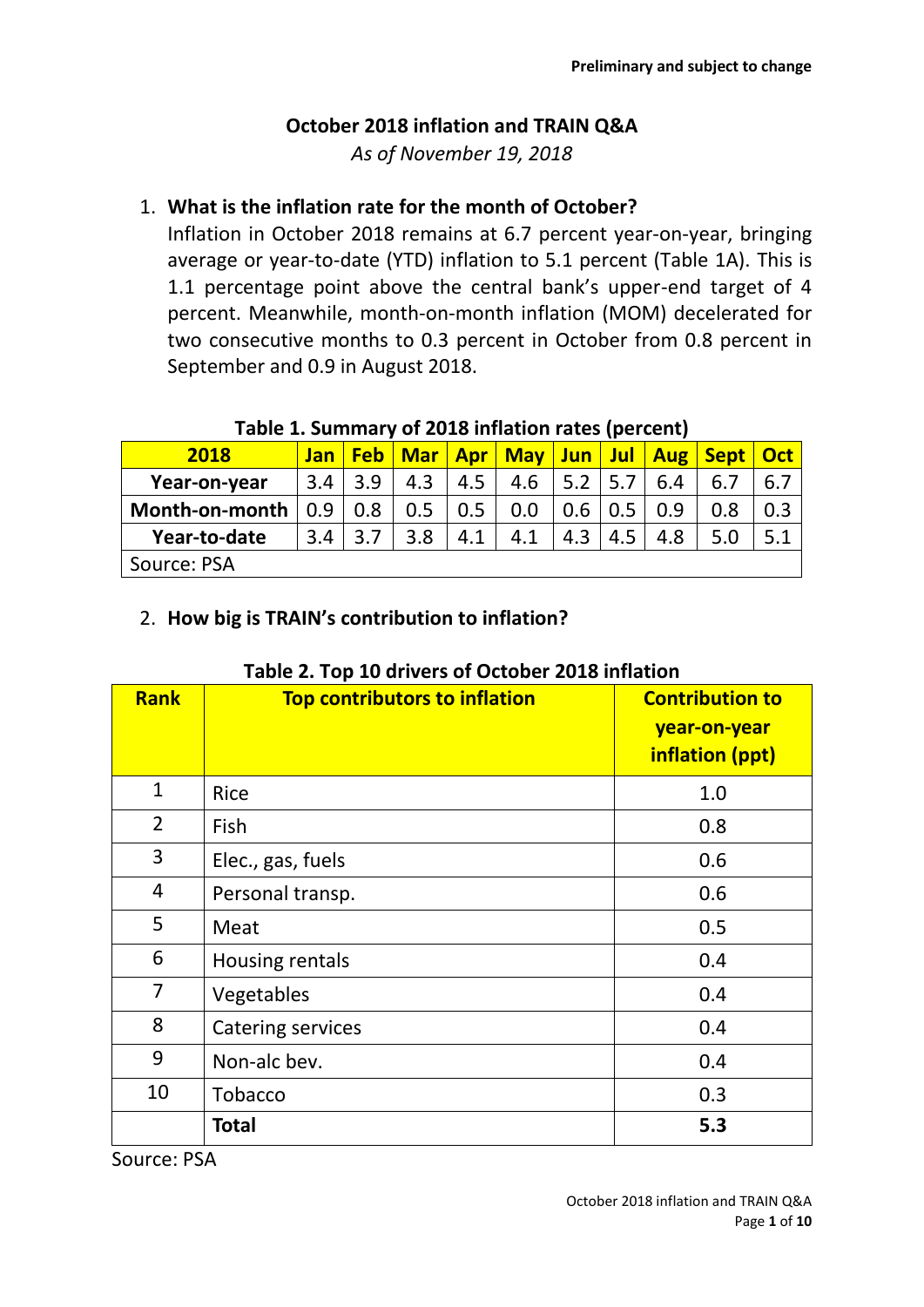Preliminary and subject to change

# October 2018 inflation and TRAIN Q&A

*As of November 19, 2018*

1. **What is the inflation rate for the month of October?**

   Inflation in October 2018 remains at 6.7 percent year-on-year, bringing average or year-to-date (YTD) inflation to 5.1 percent (Table 1A). This is 1.1 percentage point above the central bank's upper-end target of 4 percent. Meanwhile, month-on-month inflation (MOM) decelerated for two consecutive months to 0.3 percent in October from 0.8 percent in September and 0.9 in August 2018.

**Table 1. Summary of 2018 inflation rates (percent)**

| 2018 | Jan | Feb | Mar | Apr | May | Jun | Jul | Aug | Sept | Oct |
|---|---|---|---|---|---|---|---|---|---|---|
| **Year-on-year** | 3.4 | 3.9 | 4.3 | 4.5 | 4.6 | 5.2 | 5.7 | 6.4 | 6.7 | 6.7 |
| **Month-on-month** | 0.9 | 0.8 | 0.5 | 0.5 | 0.0 | 0.6 | 0.5 | 0.9 | 0.8 | 0.3 |
| **Year-to-date** | 3.4 | 3.7 | 3.8 | 4.1 | 4.1 | 4.3 | 4.5 | 4.8 | 5.0 | 5.1 |
| Source: PSA | | | | | | | | | | |

2. **How big is TRAIN's contribution to inflation?**

**Table 2. Top 10 drivers of October 2018 inflation**

| Rank | Top contributors to inflation | Contribution to year-on-year inflation (ppt) |
|---|---|---|
| 1 | Rice | 1.0 |
| 2 | Fish | 0.8 |
| 3 | Elec., gas, fuels | 0.6 |
| 4 | Personal transp. | 0.6 |
| 5 | Meat | 0.5 |
| 6 | Housing rentals | 0.4 |
| 7 | Vegetables | 0.4 |
| 8 | Catering services | 0.4 |
| 9 | Non-alc bev. | 0.4 |
| 10 | Tobacco | 0.3 |
| | **Total** | **5.3** |

Source: PSA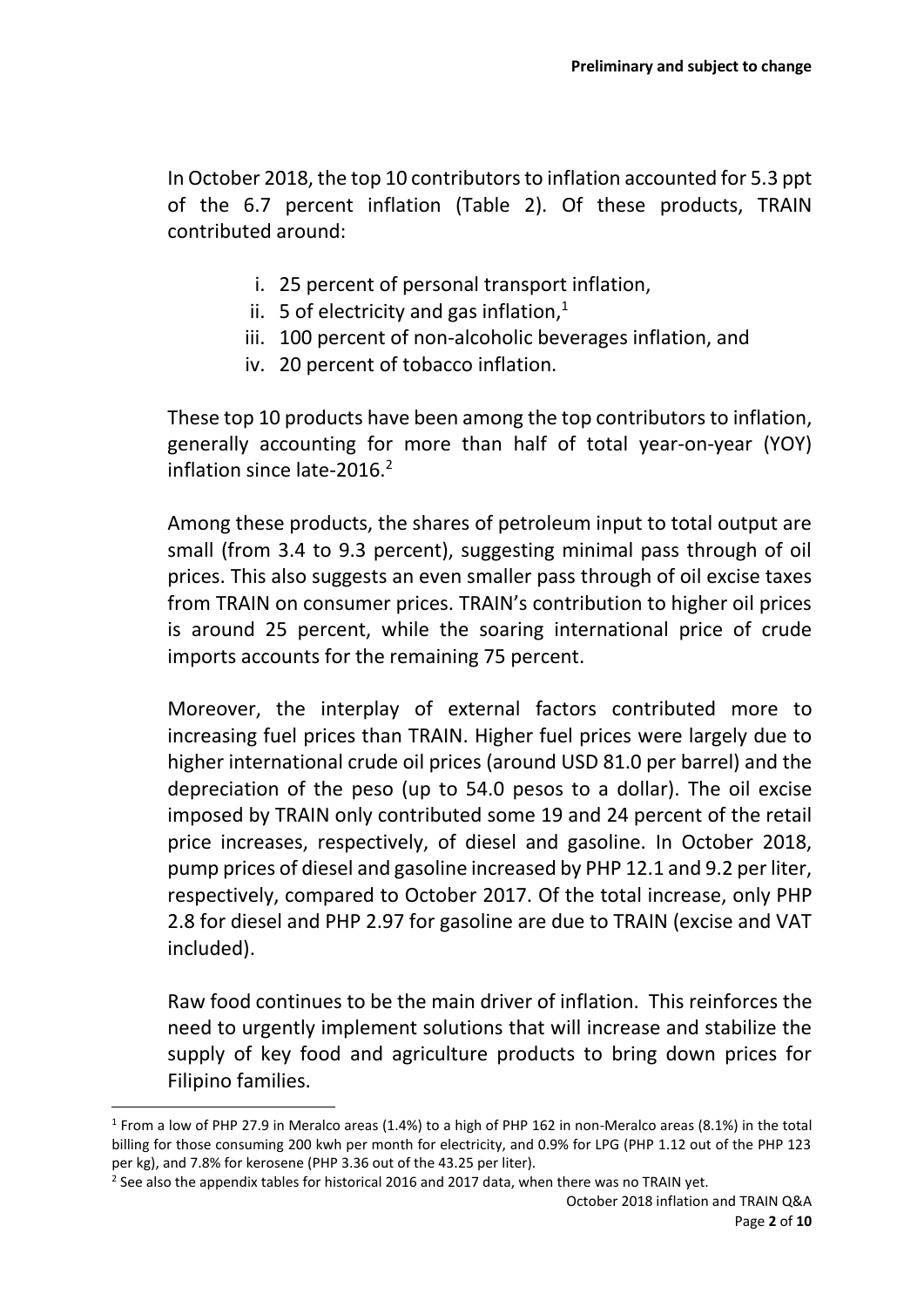In October 2018, the top 10 contributors to inflation accounted for 5.3 ppt of the 6.7 percent inflation (Table 2). Of these products, TRAIN contributed around:

i. 25 percent of personal transport inflation,
ii. 5 of electricity and gas inflation,[1]
iii. 100 percent of non-alcoholic beverages inflation, and
iv. 20 percent of tobacco inflation.

These top 10 products have been among the top contributors to inflation, generally accounting for more than half of total year-on-year (YOY) inflation since late-2016.[2]

Among these products, the shares of petroleum input to total output are small (from 3.4 to 9.3 percent), suggesting minimal pass through of oil prices. This also suggests an even smaller pass through of oil excise taxes from TRAIN on consumer prices. TRAIN's contribution to higher oil prices is around 25 percent, while the soaring international price of crude imports accounts for the remaining 75 percent.

Moreover, the interplay of external factors contributed more to increasing fuel prices than TRAIN. Higher fuel prices were largely due to higher international crude oil prices (around USD 81.0 per barrel) and the depreciation of the peso (up to 54.0 pesos to a dollar). The oil excise imposed by TRAIN only contributed some 19 and 24 percent of the retail price increases, respectively, of diesel and gasoline. In October 2018, pump prices of diesel and gasoline increased by PHP 12.1 and 9.2 per liter, respectively, compared to October 2017. Of the total increase, only PHP 2.8 for diesel and PHP 2.97 for gasoline are due to TRAIN (excise and VAT included).

Raw food continues to be the main driver of inflation. This reinforces the need to urgently implement solutions that will increase and stabilize the supply of key food and agriculture products to bring down prices for Filipino families.

---

[1] From a low of PHP 27.9 in Meralco areas (1.4%) to a high of PHP 162 in non-Meralco areas (8.1%) in the total billing for those consuming 200 kwh per month for electricity, and 0.9% for LPG (PHP 1.12 out of the PHP 123 per kg), and 7.8% for kerosene (PHP 3.36 out of the 43.25 per liter).

[2] See also the appendix tables for historical 2016 and 2017 data, when there was no TRAIN yet.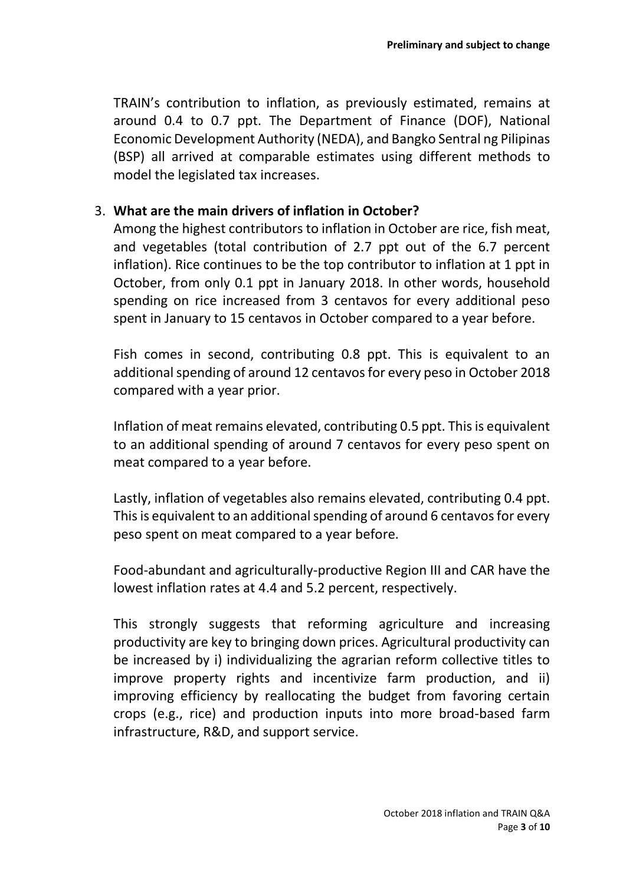TRAIN's contribution to inflation, as previously estimated, remains at around 0.4 to 0.7 ppt. The Department of Finance (DOF), National Economic Development Authority (NEDA), and Bangko Sentral ng Pilipinas (BSP) all arrived at comparable estimates using different methods to model the legislated tax increases.

3. **What are the main drivers of inflation in October?**

   Among the highest contributors to inflation in October are rice, fish meat, and vegetables (total contribution of 2.7 ppt out of the 6.7 percent inflation). Rice continues to be the top contributor to inflation at 1 ppt in October, from only 0.1 ppt in January 2018. In other words, household spending on rice increased from 3 centavos for every additional peso spent in January to 15 centavos in October compared to a year before.

   Fish comes in second, contributing 0.8 ppt. This is equivalent to an additional spending of around 12 centavos for every peso in October 2018 compared with a year prior.

   Inflation of meat remains elevated, contributing 0.5 ppt. This is equivalent to an additional spending of around 7 centavos for every peso spent on meat compared to a year before.

   Lastly, inflation of vegetables also remains elevated, contributing 0.4 ppt. This is equivalent to an additional spending of around 6 centavos for every peso spent on meat compared to a year before.

   Food-abundant and agriculturally-productive Region III and CAR have the lowest inflation rates at 4.4 and 5.2 percent, respectively.

   This strongly suggests that reforming agriculture and increasing productivity are key to bringing down prices. Agricultural productivity can be increased by i) individualizing the agrarian reform collective titles to improve property rights and incentivize farm production, and ii) improving efficiency by reallocating the budget from favoring certain crops (e.g., rice) and production inputs into more broad-based farm infrastructure, R&D, and support service.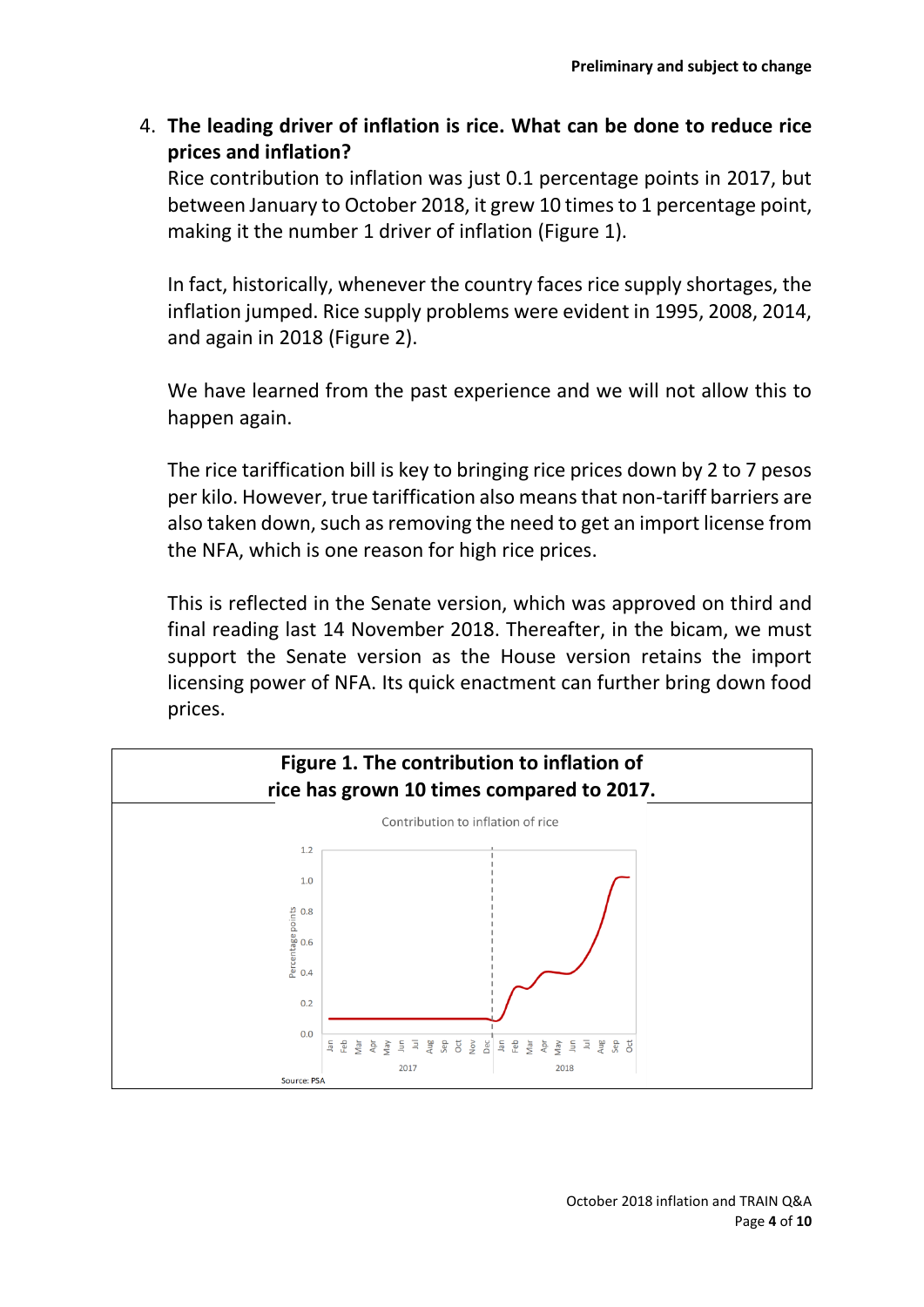4. **The leading driver of inflation is rice. What can be done to reduce rice prices and inflation?**
   Rice contribution to inflation was just 0.1 percentage points in 2017, but between January to October 2018, it grew 10 times to 1 percentage point, making it the number 1 driver of inflation (Figure 1).

   In fact, historically, whenever the country faces rice supply shortages, the inflation jumped. Rice supply problems were evident in 1995, 2008, 2014, and again in 2018 (Figure 2).

   We have learned from the past experience and we will not allow this to happen again.

   The rice tariffication bill is key to bringing rice prices down by 2 to 7 pesos per kilo. However, true tariffication also means that non-tariff barriers are also taken down, such as removing the need to get an import license from the NFA, which is one reason for high rice prices.

   This is reflected in the Senate version, which was approved on third and final reading last 14 November 2018. Thereafter, in the bicam, we must support the Senate version as the House version retains the import licensing power of NFA. Its quick enactment can further bring down food prices.

**Figure 1. The contribution to inflation of rice has grown 10 times compared to 2017.**

Contribution to inflation of rice

Source: PSA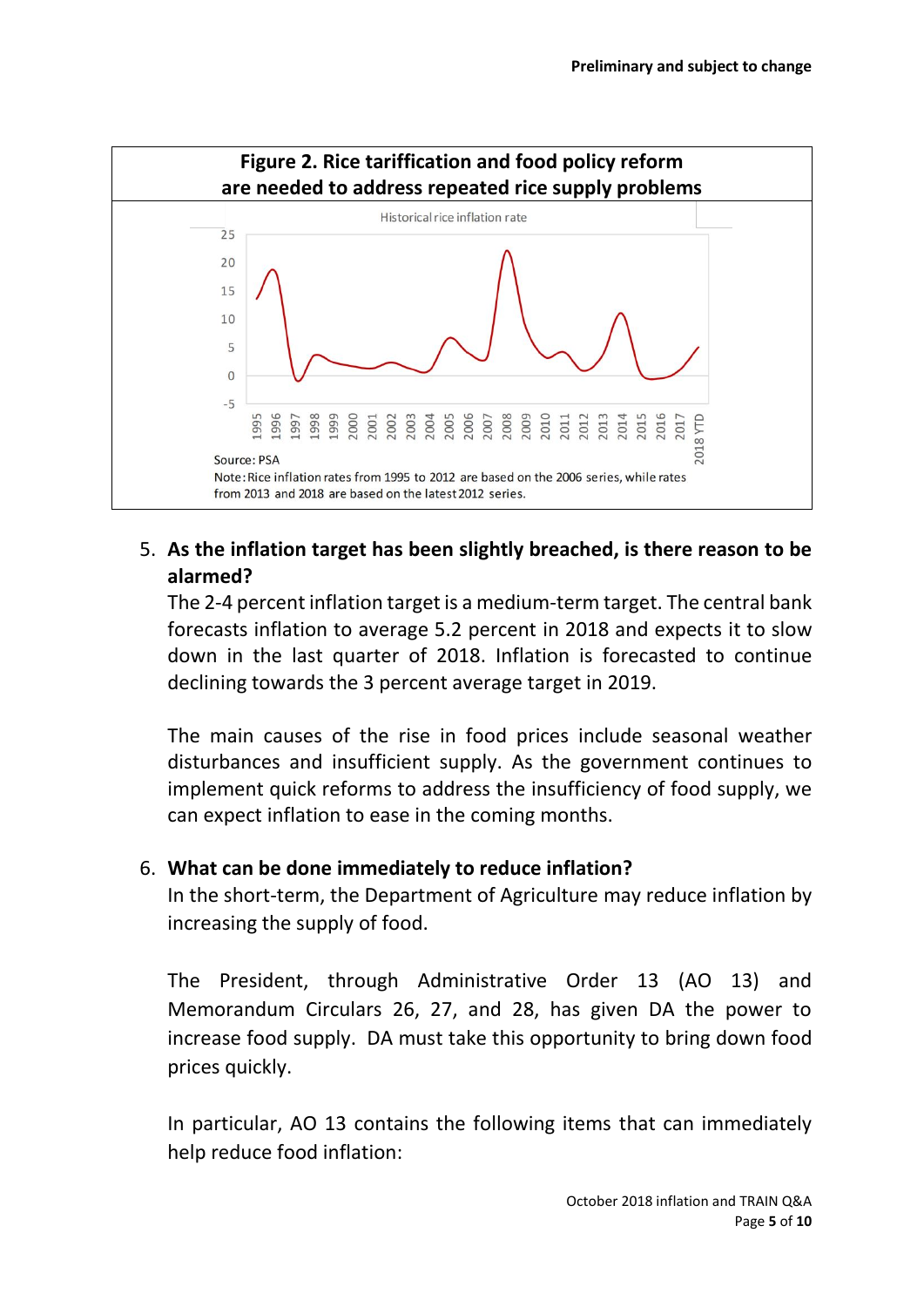**Figure 2. Rice tariffication and food policy reform are needed to address repeated rice supply problems**

Historical rice inflation rate

Source: PSA

Note: Rice inflation rates from 1995 to 2012 are based on the 2006 series, while rates from 2013 and 2018 are based on the latest 2012 series.

5. **As the inflation target has been slightly breached, is there reason to be alarmed?**

   The 2-4 percent inflation target is a medium-term target. The central bank forecasts inflation to average 5.2 percent in 2018 and expects it to slow down in the last quarter of 2018. Inflation is forecasted to continue declining towards the 3 percent average target in 2019.

   The main causes of the rise in food prices include seasonal weather disturbances and insufficient supply. As the government continues to implement quick reforms to address the insufficiency of food supply, we can expect inflation to ease in the coming months.

6. **What can be done immediately to reduce inflation?**

   In the short-term, the Department of Agriculture may reduce inflation by increasing the supply of food.

   The President, through Administrative Order 13 (AO 13) and Memorandum Circulars 26, 27, and 28, has given DA the power to increase food supply. DA must take this opportunity to bring down food prices quickly.

   In particular, AO 13 contains the following items that can immediately help reduce food inflation: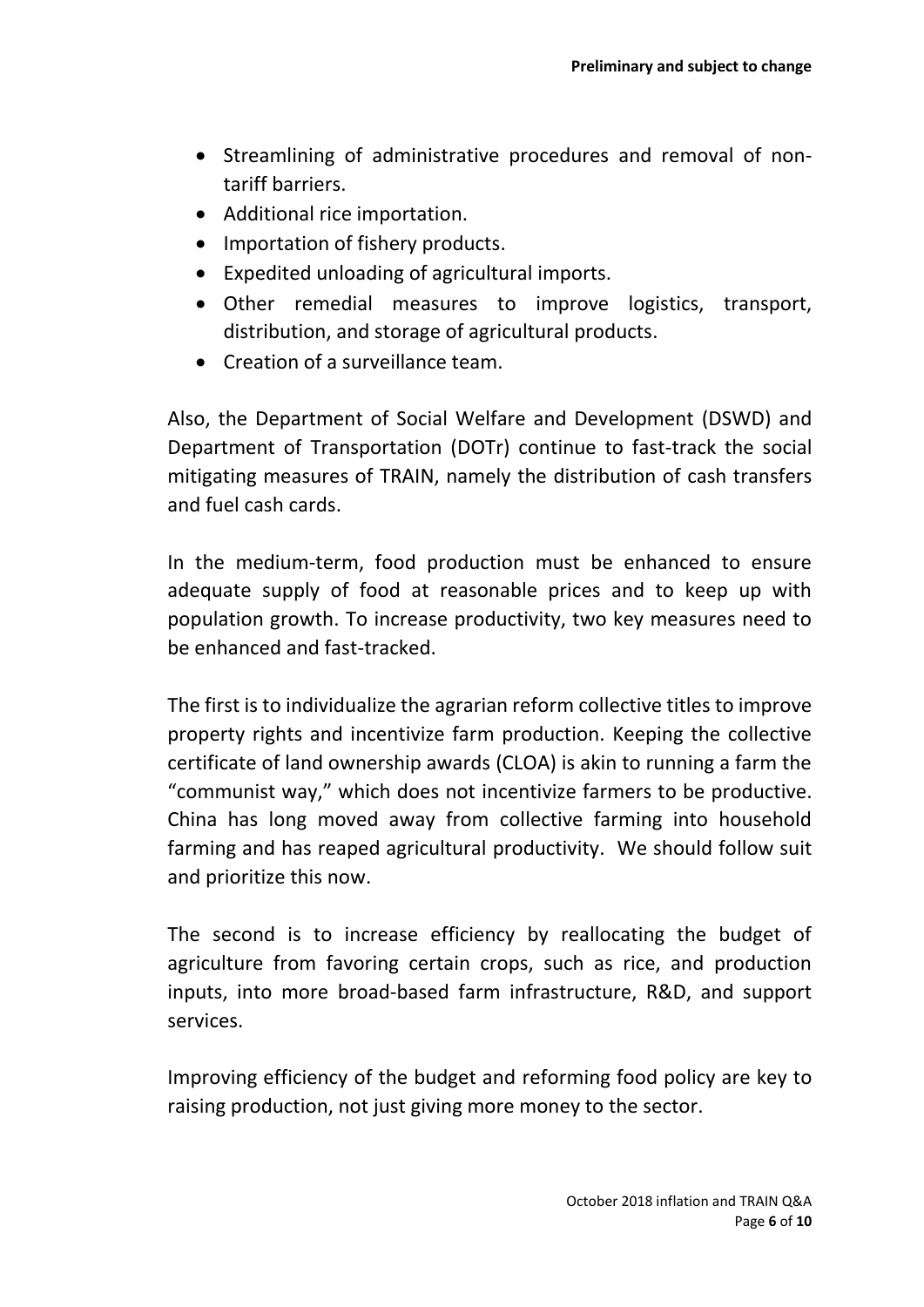- Streamlining of administrative procedures and removal of non-tariff barriers.
- Additional rice importation.
- Importation of fishery products.
- Expedited unloading of agricultural imports.
- Other remedial measures to improve logistics, transport, distribution, and storage of agricultural products.
- Creation of a surveillance team.

Also, the Department of Social Welfare and Development (DSWD) and Department of Transportation (DOTr) continue to fast-track the social mitigating measures of TRAIN, namely the distribution of cash transfers and fuel cash cards.

In the medium-term, food production must be enhanced to ensure adequate supply of food at reasonable prices and to keep up with population growth. To increase productivity, two key measures need to be enhanced and fast-tracked.

The first is to individualize the agrarian reform collective titles to improve property rights and incentivize farm production. Keeping the collective certificate of land ownership awards (CLOA) is akin to running a farm the "communist way," which does not incentivize farmers to be productive. China has long moved away from collective farming into household farming and has reaped agricultural productivity. We should follow suit and prioritize this now.

The second is to increase efficiency by reallocating the budget of agriculture from favoring certain crops, such as rice, and production inputs, into more broad-based farm infrastructure, R&D, and support services.

Improving efficiency of the budget and reforming food policy are key to raising production, not just giving more money to the sector.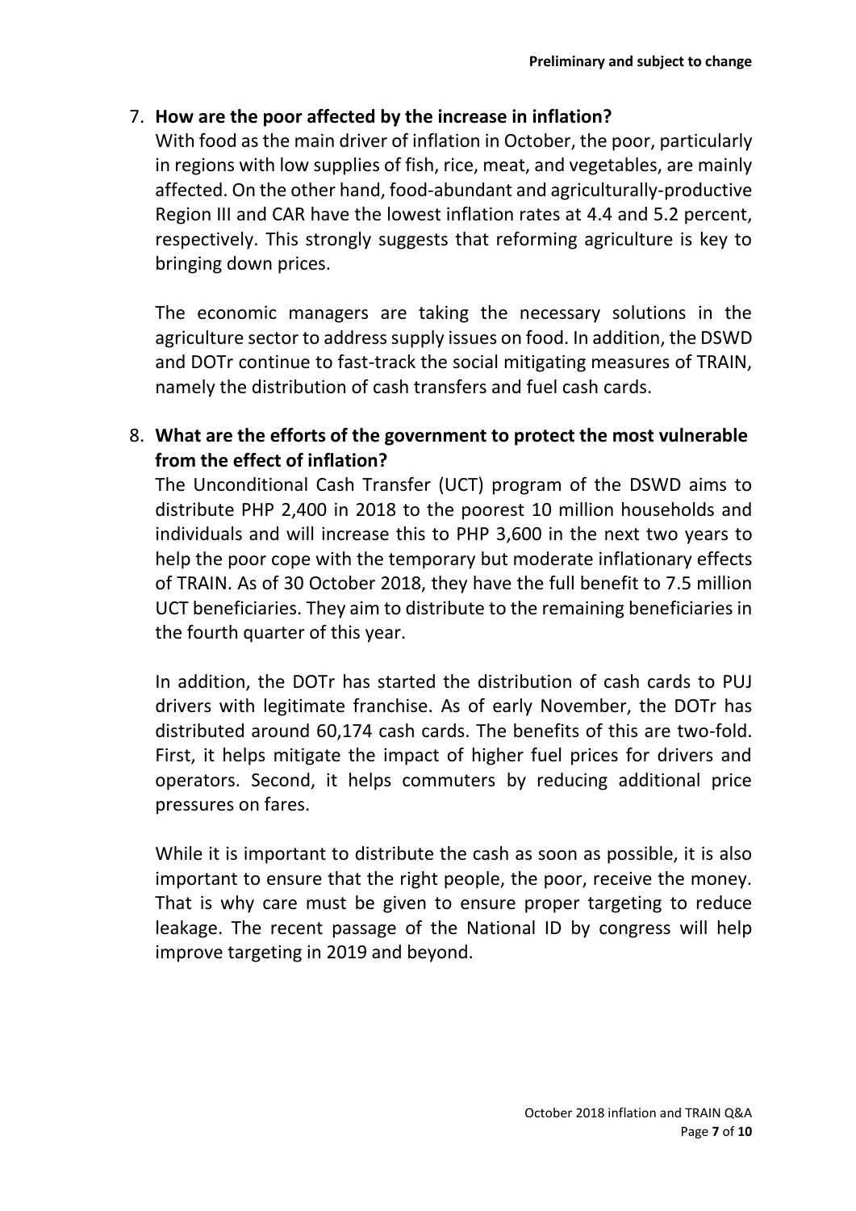7. **How are the poor affected by the increase in inflation?**

   With food as the main driver of inflation in October, the poor, particularly in regions with low supplies of fish, rice, meat, and vegetables, are mainly affected. On the other hand, food-abundant and agriculturally-productive Region III and CAR have the lowest inflation rates at 4.4 and 5.2 percent, respectively. This strongly suggests that reforming agriculture is key to bringing down prices.

   The economic managers are taking the necessary solutions in the agriculture sector to address supply issues on food. In addition, the DSWD and DOTr continue to fast-track the social mitigating measures of TRAIN, namely the distribution of cash transfers and fuel cash cards.

8. **What are the efforts of the government to protect the most vulnerable from the effect of inflation?**

   The Unconditional Cash Transfer (UCT) program of the DSWD aims to distribute PHP 2,400 in 2018 to the poorest 10 million households and individuals and will increase this to PHP 3,600 in the next two years to help the poor cope with the temporary but moderate inflationary effects of TRAIN. As of 30 October 2018, they have the full benefit to 7.5 million UCT beneficiaries. They aim to distribute to the remaining beneficiaries in the fourth quarter of this year.

   In addition, the DOTr has started the distribution of cash cards to PUJ drivers with legitimate franchise. As of early November, the DOTr has distributed around 60,174 cash cards. The benefits of this are two-fold. First, it helps mitigate the impact of higher fuel prices for drivers and operators. Second, it helps commuters by reducing additional price pressures on fares.

   While it is important to distribute the cash as soon as possible, it is also important to ensure that the right people, the poor, receive the money. That is why care must be given to ensure proper targeting to reduce leakage. The recent passage of the National ID by congress will help improve targeting in 2019 and beyond.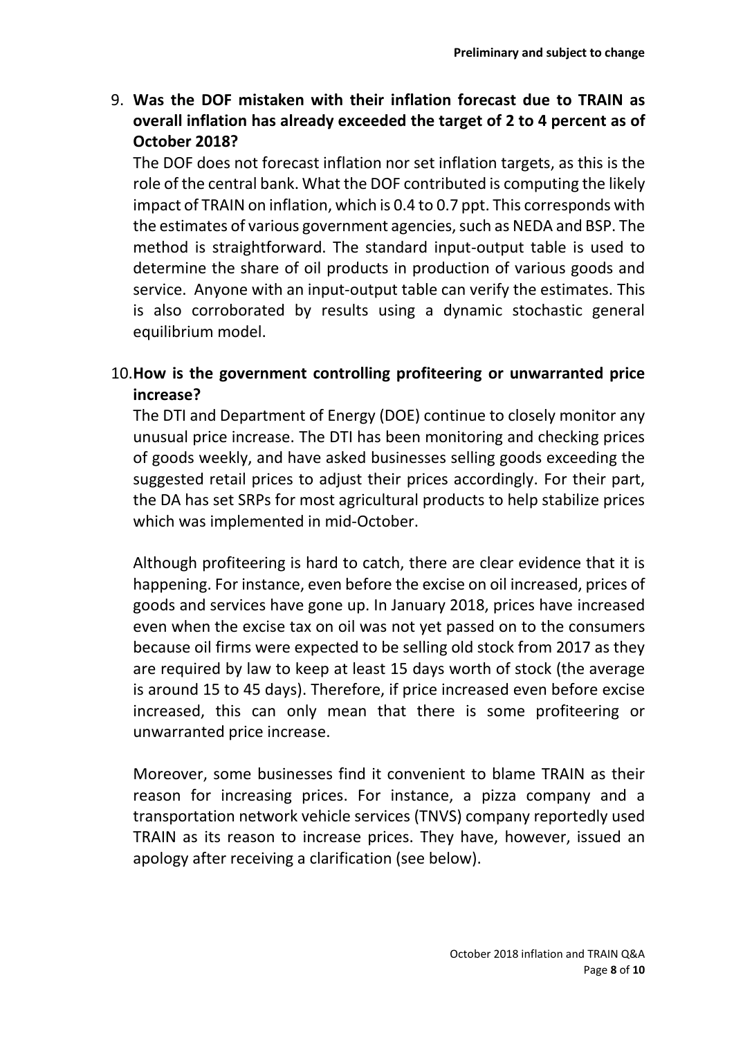9. **Was the DOF mistaken with their inflation forecast due to TRAIN as overall inflation has already exceeded the target of 2 to 4 percent as of October 2018?**

   The DOF does not forecast inflation nor set inflation targets, as this is the role of the central bank. What the DOF contributed is computing the likely impact of TRAIN on inflation, which is 0.4 to 0.7 ppt. This corresponds with the estimates of various government agencies, such as NEDA and BSP. The method is straightforward. The standard input-output table is used to determine the share of oil products in production of various goods and service. Anyone with an input-output table can verify the estimates. This is also corroborated by results using a dynamic stochastic general equilibrium model.

10. **How is the government controlling profiteering or unwarranted price increase?**

    The DTI and Department of Energy (DOE) continue to closely monitor any unusual price increase. The DTI has been monitoring and checking prices of goods weekly, and have asked businesses selling goods exceeding the suggested retail prices to adjust their prices accordingly. For their part, the DA has set SRPs for most agricultural products to help stabilize prices which was implemented in mid-October.

    Although profiteering is hard to catch, there are clear evidence that it is happening. For instance, even before the excise on oil increased, prices of goods and services have gone up. In January 2018, prices have increased even when the excise tax on oil was not yet passed on to the consumers because oil firms were expected to be selling old stock from 2017 as they are required by law to keep at least 15 days worth of stock (the average is around 15 to 45 days). Therefore, if price increased even before excise increased, this can only mean that there is some profiteering or unwarranted price increase.

    Moreover, some businesses find it convenient to blame TRAIN as their reason for increasing prices. For instance, a pizza company and a transportation network vehicle services (TNVS) company reportedly used TRAIN as its reason to increase prices. They have, however, issued an apology after receiving a clarification (see below).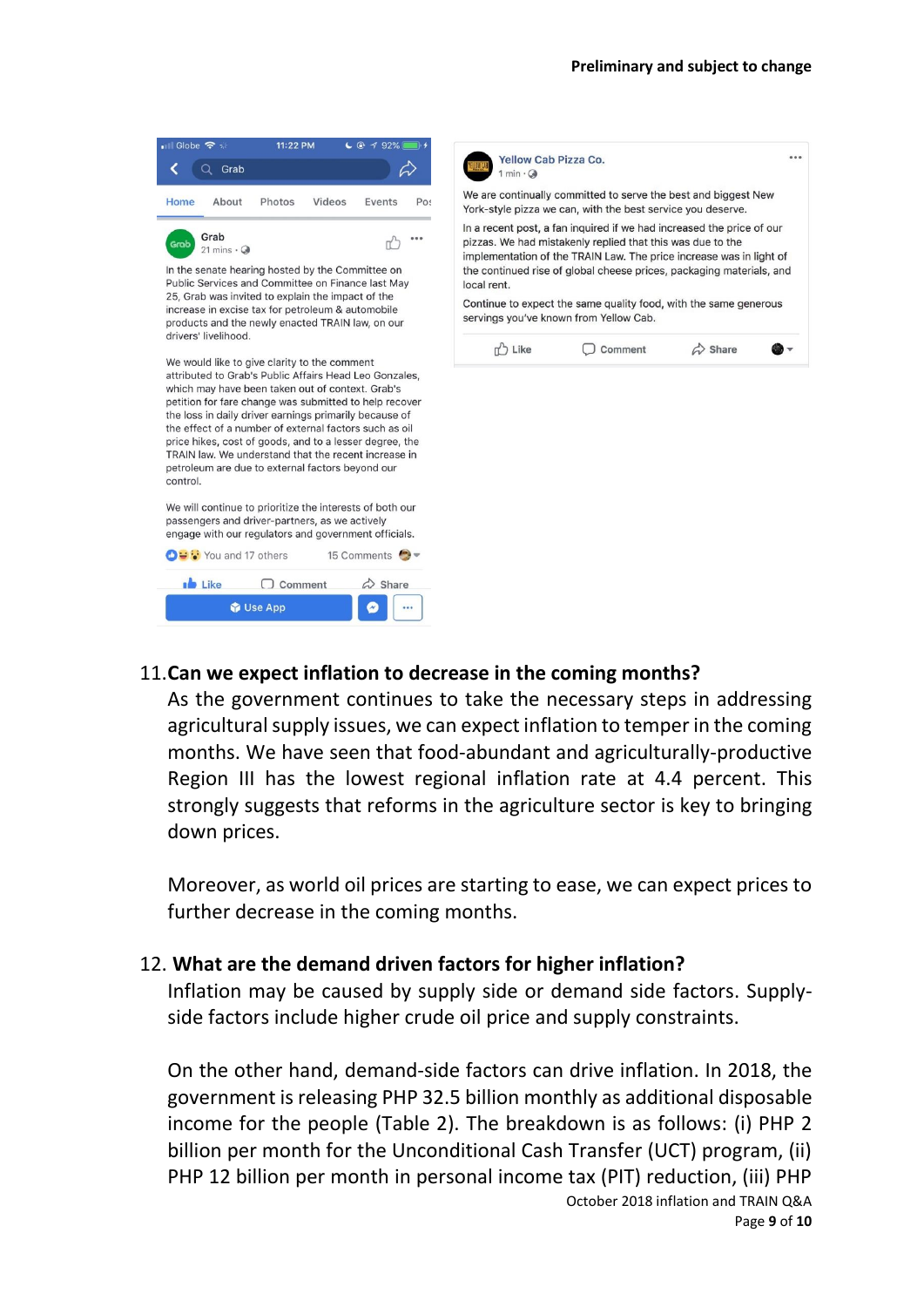> **Grab**
> 21 mins
>
> In the senate hearing hosted by the Committee on Public Services and Committee on Finance last May 25, Grab was invited to explain the impact of the increase in excise tax for petroleum & automobile products and the newly enacted TRAIN law, on our drivers' livelihood.
>
> We would like to give clarity to the comment attributed to Grab's Public Affairs Head Leo Gonzales, which may have been taken out of context. Grab's petition for fare change was submitted to help recover the loss in daily driver earnings primarily because of the effect of a number of external factors such as oil price hikes, cost of goods, and to a lesser degree, the TRAIN law. We understand that the recent increase in petroleum are due to external factors beyond our control.
>
> We will continue to prioritize the interests of both our passengers and driver-partners, as we actively engage with our regulators and government officials.

> **Yellow Cab Pizza Co.**
> 1 min
>
> We are continually committed to serve the best and biggest New York-style pizza we can, with the best service you deserve.
>
> In a recent post, a fan inquired if we had increased the price of our pizzas. We had mistakenly replied that this was due to the implementation of the TRAIN Law. The price increase was in light of the continued rise of global cheese prices, packaging materials, and local rent.
>
> Continue to expect the same quality food, with the same generous servings you've known from Yellow Cab.

11. **Can we expect inflation to decrease in the coming months?**

    As the government continues to take the necessary steps in addressing agricultural supply issues, we can expect inflation to temper in the coming months. We have seen that food-abundant and agriculturally-productive Region III has the lowest regional inflation rate at 4.4 percent. This strongly suggests that reforms in the agriculture sector is key to bringing down prices.

    Moreover, as world oil prices are starting to ease, we can expect prices to further decrease in the coming months.

12. **What are the demand driven factors for higher inflation?**

    Inflation may be caused by supply side or demand side factors. Supply-side factors include higher crude oil price and supply constraints.

    On the other hand, demand-side factors can drive inflation. In 2018, the government is releasing PHP 32.5 billion monthly as additional disposable income for the people (Table 2). The breakdown is as follows: (i) PHP 2 billion per month for the Unconditional Cash Transfer (UCT) program, (ii) PHP 12 billion per month in personal income tax (PIT) reduction, (iii) PHP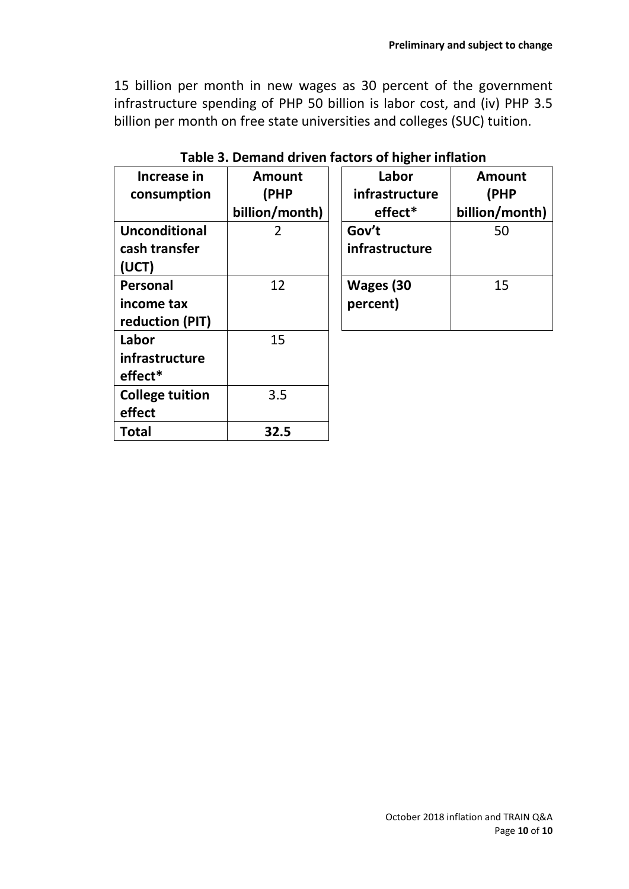15 billion per month in new wages as 30 percent of the government infrastructure spending of PHP 50 billion is labor cost, and (iv) PHP 3.5 billion per month on free state universities and colleges (SUC) tuition.

**Table 3. Demand driven factors of higher inflation**

| Increase in consumption | Amount (PHP billion/month) |
|---|---|
| **Unconditional cash transfer (UCT)** | 2 |
| **Personal income tax reduction (PIT)** | 12 |
| **Labor infrastructure effect*** | 15 |
| **College tuition effect** | 3.5 |
| **Total** | **32.5** |

| Labor infrastructure effect* | Amount (PHP billion/month) |
|---|---|
| **Gov't infrastructure** | 50 |
| **Wages (30 percent)** | 15 |